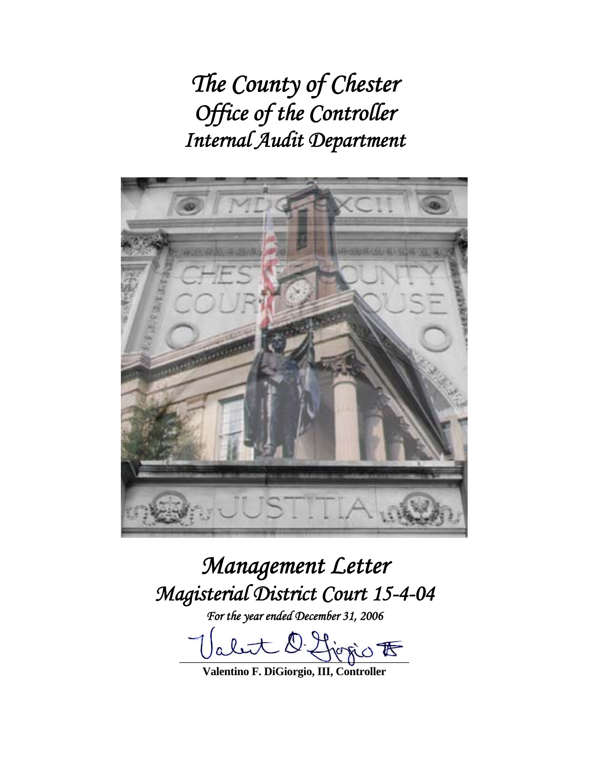# *The County of Chester*
# *Office of the Controller*
# *Internal Audit Department*

# *Management Letter*
# *Magisterial District Court 15-4-04*

*For the year ended December 31, 2006*

**Valentino F. DiGiorgio, III, Controller**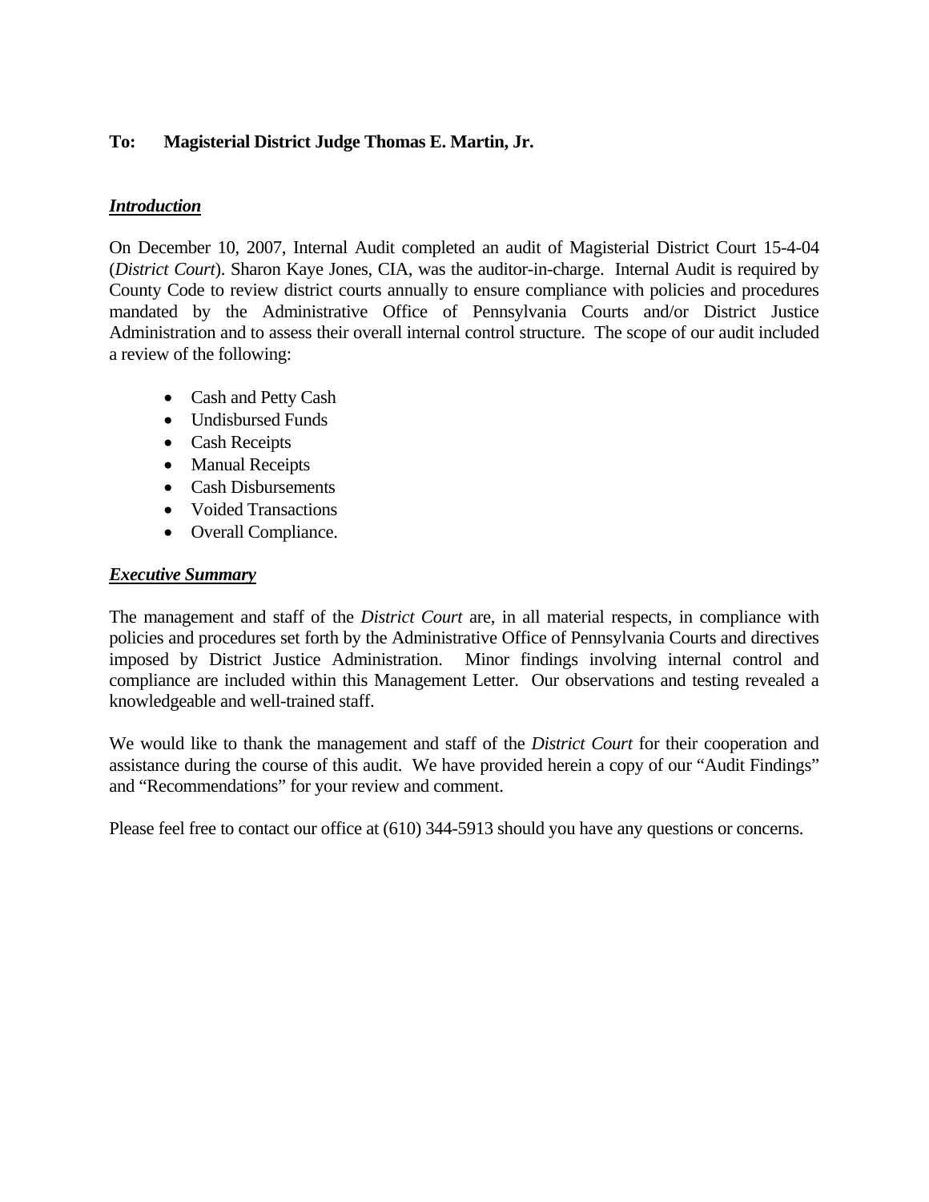**To: Magisterial District Judge Thomas E. Martin, Jr.**

***Introduction***

On December 10, 2007, Internal Audit completed an audit of Magisterial District Court 15-4-04 (*District Court*). Sharon Kaye Jones, CIA, was the auditor-in-charge. Internal Audit is required by County Code to review district courts annually to ensure compliance with policies and procedures mandated by the Administrative Office of Pennsylvania Courts and/or District Justice Administration and to assess their overall internal control structure. The scope of our audit included a review of the following:

- Cash and Petty Cash
- Undisbursed Funds
- Cash Receipts
- Manual Receipts
- Cash Disbursements
- Voided Transactions
- Overall Compliance.

***Executive Summary***

The management and staff of the *District Court* are, in all material respects, in compliance with policies and procedures set forth by the Administrative Office of Pennsylvania Courts and directives imposed by District Justice Administration. Minor findings involving internal control and compliance are included within this Management Letter. Our observations and testing revealed a knowledgeable and well-trained staff.

We would like to thank the management and staff of the *District Court* for their cooperation and assistance during the course of this audit. We have provided herein a copy of our "Audit Findings" and "Recommendations" for your review and comment.

Please feel free to contact our office at (610) 344-5913 should you have any questions or concerns.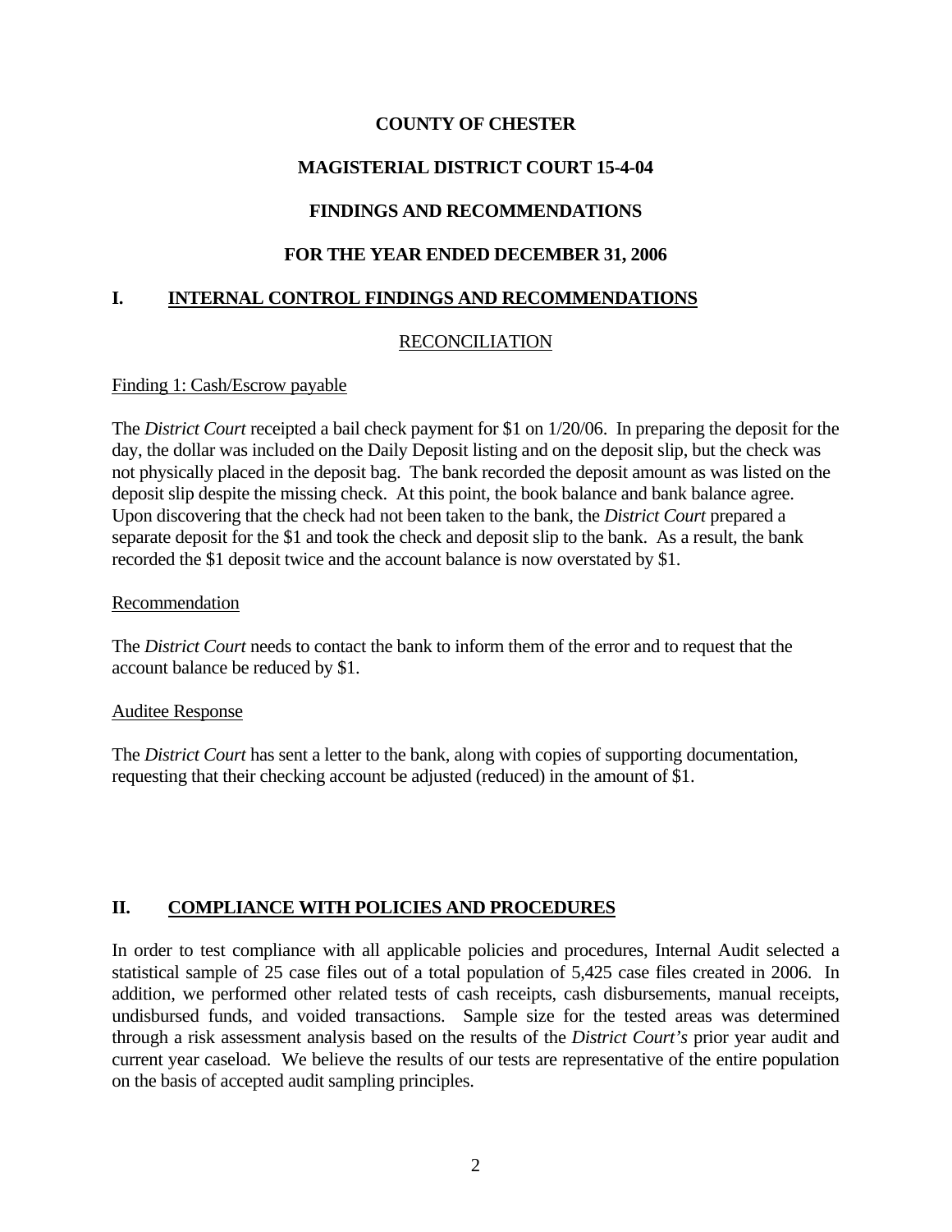**COUNTY OF CHESTER**

**MAGISTERIAL DISTRICT COURT 15-4-04**

**FINDINGS AND RECOMMENDATIONS**

**FOR THE YEAR ENDED DECEMBER 31, 2006**

## I. INTERNAL CONTROL FINDINGS AND RECOMMENDATIONS

### RECONCILIATION

Finding 1: Cash/Escrow payable

The *District Court* receipted a bail check payment for $1 on 1/20/06. In preparing the deposit for the day, the dollar was included on the Daily Deposit listing and on the deposit slip, but the check was not physically placed in the deposit bag. The bank recorded the deposit amount as was listed on the deposit slip despite the missing check. At this point, the book balance and bank balance agree. Upon discovering that the check had not been taken to the bank, the *District Court* prepared a separate deposit for the $1 and took the check and deposit slip to the bank. As a result, the bank recorded the $1 deposit twice and the account balance is now overstated by $1.

Recommendation

The *District Court* needs to contact the bank to inform them of the error and to request that the account balance be reduced by $1.

Auditee Response

The *District Court* has sent a letter to the bank, along with copies of supporting documentation, requesting that their checking account be adjusted (reduced) in the amount of $1.

## II. COMPLIANCE WITH POLICIES AND PROCEDURES

In order to test compliance with all applicable policies and procedures, Internal Audit selected a statistical sample of 25 case files out of a total population of 5,425 case files created in 2006. In addition, we performed other related tests of cash receipts, cash disbursements, manual receipts, undisbursed funds, and voided transactions. Sample size for the tested areas was determined through a risk assessment analysis based on the results of the *District Court's* prior year audit and current year caseload. We believe the results of our tests are representative of the entire population on the basis of accepted audit sampling principles.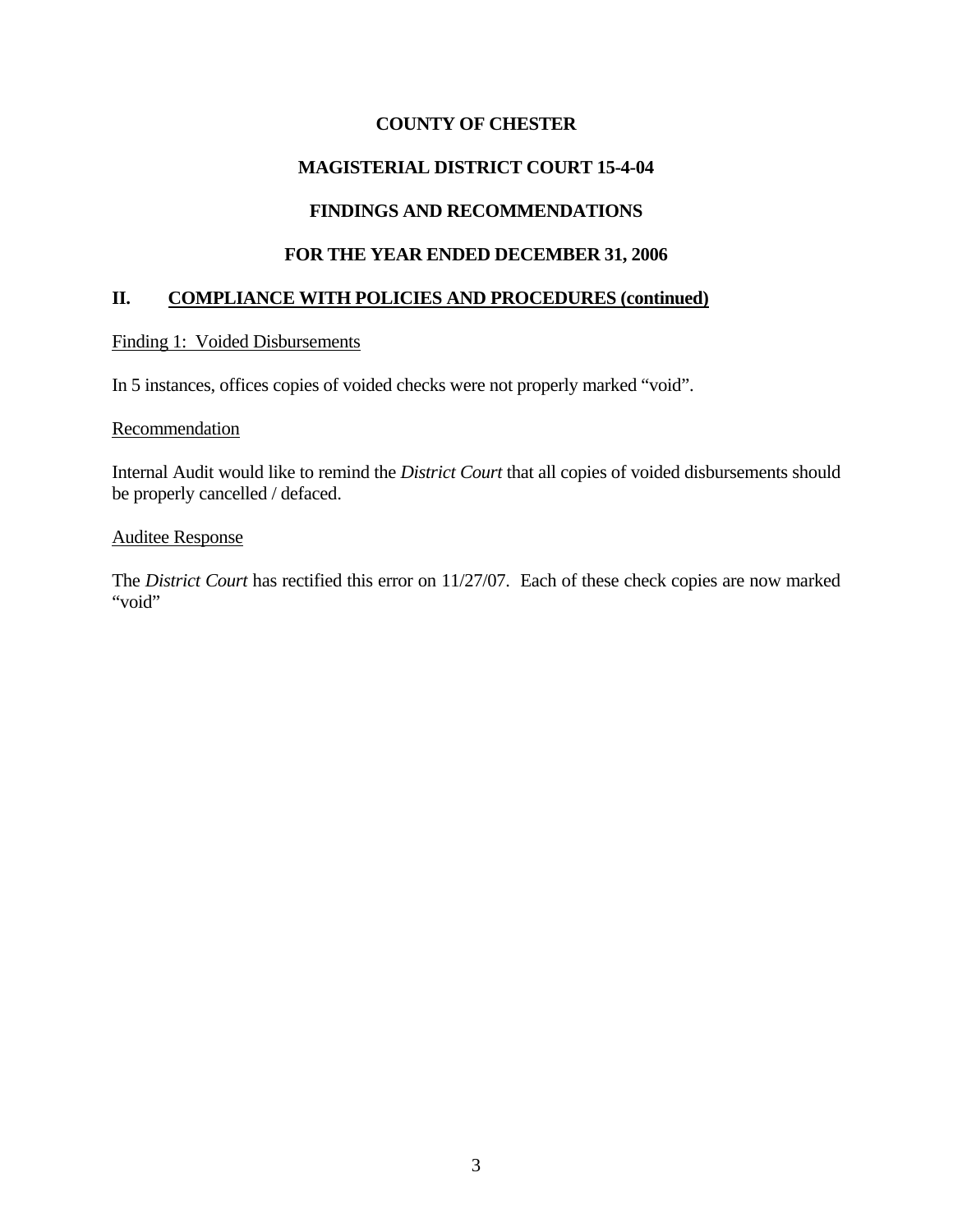**COUNTY OF CHESTER**

**MAGISTERIAL DISTRICT COURT 15-4-04**

**FINDINGS AND RECOMMENDATIONS**

**FOR THE YEAR ENDED DECEMBER 31, 2006**

## II. COMPLIANCE WITH POLICIES AND PROCEDURES (continued)

Finding 1: Voided Disbursements

In 5 instances, offices copies of voided checks were not properly marked "void".

Recommendation

Internal Audit would like to remind the *District Court* that all copies of voided disbursements should be properly cancelled / defaced.

Auditee Response

The *District Court* has rectified this error on 11/27/07. Each of these check copies are now marked "void"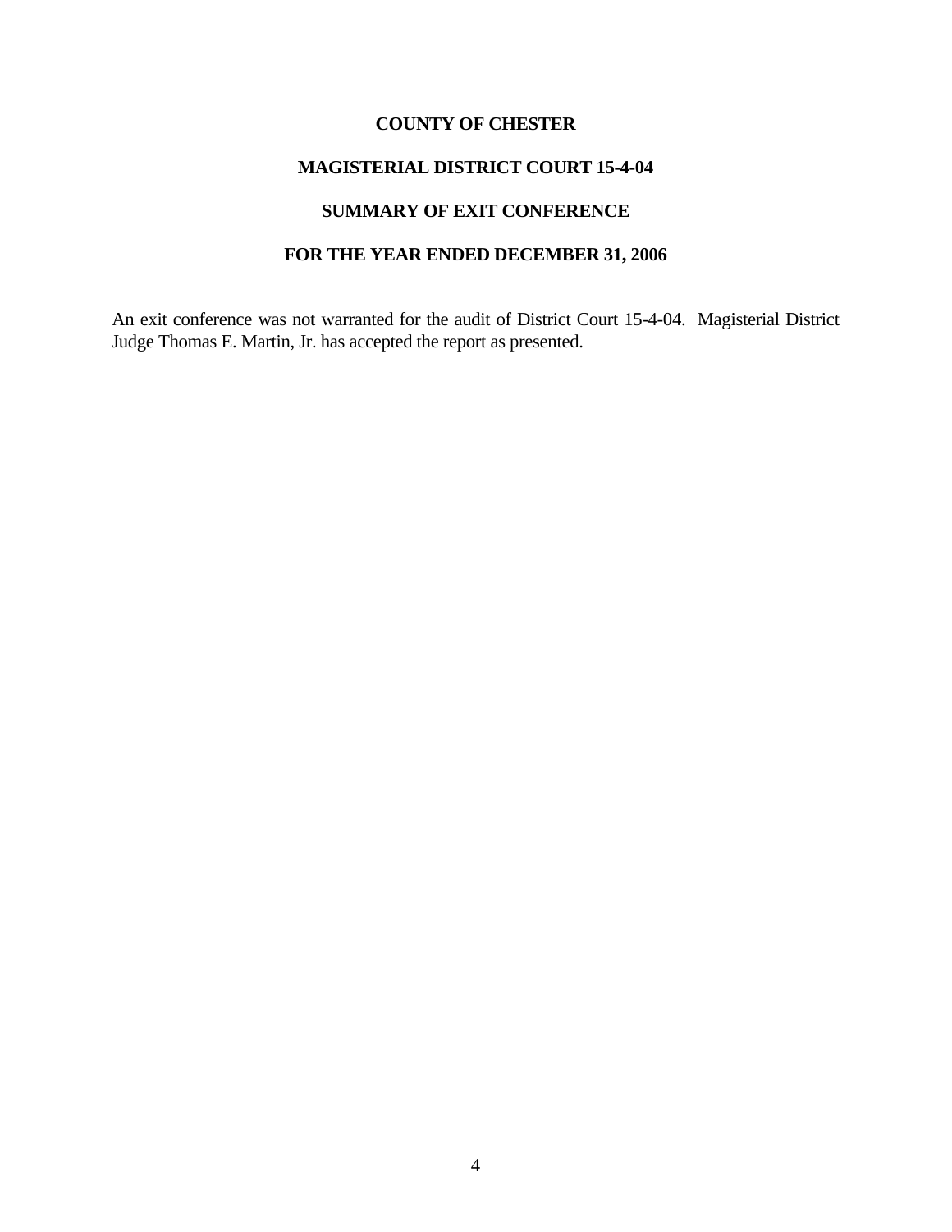**COUNTY OF CHESTER**

**MAGISTERIAL DISTRICT COURT 15-4-04**

**SUMMARY OF EXIT CONFERENCE**

**FOR THE YEAR ENDED DECEMBER 31, 2006**

An exit conference was not warranted for the audit of District Court 15-4-04. Magisterial District Judge Thomas E. Martin, Jr. has accepted the report as presented.